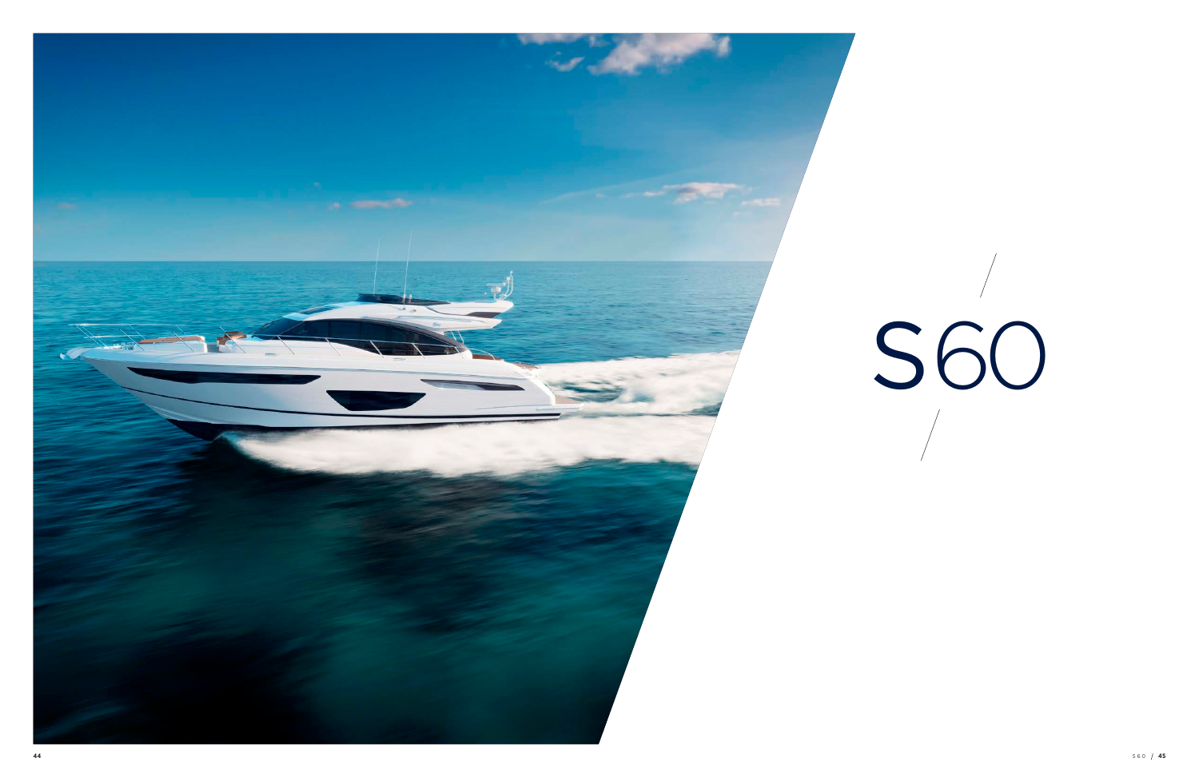# S60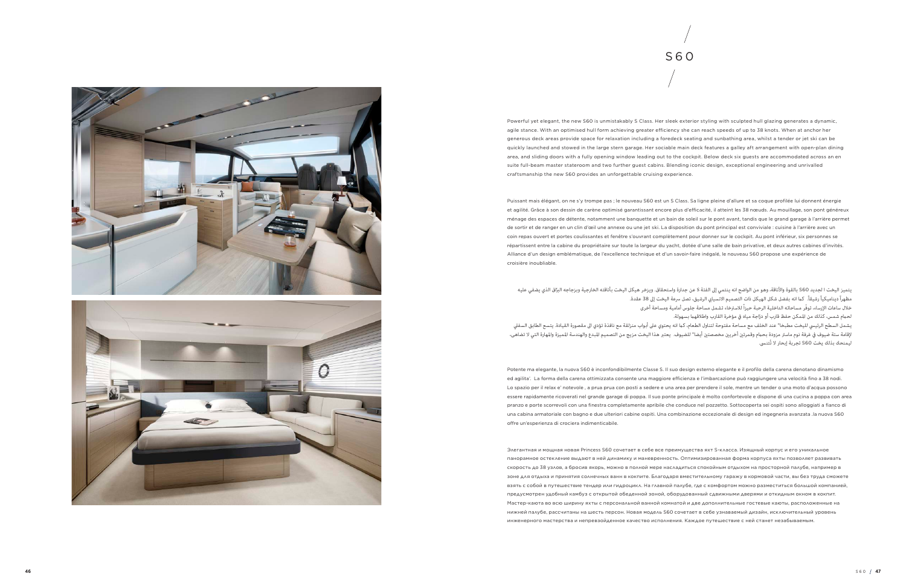# S60

Powerful yet elegant, the new S60 is unmistakably S Class. Her sleek exterior styling with sculpted hull glazing generates a dynamic, agile stance. With an optimised hull form achieving greater efficiency she can reach speeds of up to 38 knots. When at anchor her generous deck areas provide space for relaxation including a foredeck seating and sunbathing area, whilst a tender or jet ski can be quickly launched and stowed in the large stern garage. Her sociable main deck features a galley aft arrangement with open-plan dining area, and sliding doors with a fully opening window leading out to the cockpit. Below deck six guests are accommodated across an en suite full-beam master stateroom and two further guest cabins. Blending iconic design, exceptional engineering and unrivalled craftsmanship the new S60 provides an unforgettable cruising experience.

Puissant mais élégant, on ne s'y trompe pas ; le nouveau S60 est un S Class. Sa ligne pleine d'allure et sa coque profilée lui donnent énergie et agilité. Grâce à son dessin de carène optimisé garantissant encore plus d'efficacité, il atteint les 38 nœuds. Au mouillage, son pont généreux ménage des espaces de détente, notamment une banquette et un bain de soleil sur le pont avant, tandis que le grand garage à l'arrière permet de sortir et de ranger en un clin d'œil une annexe ou une jet ski. La disposition du pont principal est conviviale : cuisine à l'arrière avec un coin repas ouvert et portes coulissantes et fenêtre s'ouvrant complètement pour donner sur le cockpit. Au pont inférieur, six personnes se répartissent entre la cabine du propriétaire sur toute la largeur du yacht, dotée d'une salle de bain privative, et deux autres cabines d'invités. Alliance d'un design emblématique, de l'excellence technique et d'un savoir-faire inégalé, le nouveau S60 propose une expérience de croisière inoubliable.

يتميز اليخت ا لجديد S60 بالقوة والأناقة، وهو من الواضح انه ينتمي إلى الفئة S عن جدارة واستحقاق. ويزخر هيكل اليخت بأناقته الخارجية وبزجاجه البرّاق الذي يضفي عليه مظهراً ديناميكياً رشيقاً. كما انه بفضل شكل الهيكل ذات التصميم الانسيابي الرشيق، تصل سرعة اليخت إلى 38 عقدة.
خلال ساعات الإرساء، توفر مساحاته الداخلية الرحبة حيزاً للاسترخاء تشمل مساحة جلوس أمامية ومساحة أخرى لحمام شمس، كذلك من الممكن حفظ قارب أو درّاجة مياه في مؤخرة القارب واطلاقهما بسهولة.
يشمل السطح الرئيسي لليخت مطبخاً" عند الخلف مع مساحة مفتوحة لتناول الطعام، كما انه يحتوي على أبواب منزلقة مع نافذة تؤدي الى مقصورة القيادة. يتسع الطابق السفلي لإقامة ستة ضيوف في غرفة نوم ماستر مزودة بحمام وغرفتين أخريين مخصصتين أيضاً" للضيوف. يعتبر هذا اليخت مزيج من التصميم المبدع والهندسة المميزة والمهارة التي لا تضاهى، ليمنحك بذلك يخت S60 تجربة إبحار لا تُنسى.

Potente ma elegante, la nuova S60 è inconfondibilmente Classe S. Il suo design esterno elegante e il profilo della carena denotano dinamismo ed agilita'. La forma della carena ottimizzata consente una maggiore efficienza e l'imbarcazione può raggiungere una velocità fino a 38 nodi. Lo spazio per il relax e' notevole , a prua prua con posti a sedere e una area per prendere il sole, mentre un tender o una moto d'acqua possono essere rapidamente ricoverati nel grande garage di poppa. Il suo ponte principale è molto confortevole e dispone di una cucina a poppa con area pranzo e porte scorrevoli con una finestra completamente apribile che conduce nel pozzetto. Sottocoperta sei ospiti sono alloggiati a fianco di una cabina armatoriale con bagno e due ulteriori cabine ospiti. Una combinazione eccezionale di design ed ingegneria avanzata .la nuova S60 offre un'esperienza di crociera indimenticabile.

Элегантная и мощная новая Princess S60 сочетает в себе все преимущества яхт S-класса. Изящный корпус и его уникальное панорамное остекление выдают в ней динамику и маневренность. Оптимизированная форма корпуса яхты позволяет развивать скорость до 38 узлов, а бросив якорь, можно в полной мере насладиться спокойным отдыхом на просторной палубе, например в зоне для отдыха и принятия солнечных ванн в кокпите. Благодаря вместительному гаражу в кормовой части, вы без труда сможете взять с собой в путешествие тендер или гидроцикл. На главной палубе, где с комфортом можно разместиться большой компанией, предусмотрен удобный камбуз с открытой обеденной зоной, оборудованный сдвижными дверями и откидным окном в кокпит. Мастер-каюта во всю ширину яхты с персональной ванной комнатой и две дополнительные гостевые каюты, расположенные на нижней палубе, рассчитаны на шесть персон. Новая модель S60 сочетает в себе узнаваемый дизайн, исключительный уровень инженерного мастерства и непревзойденное качество исполнения. Каждое путешествие с ней станет незабываемым.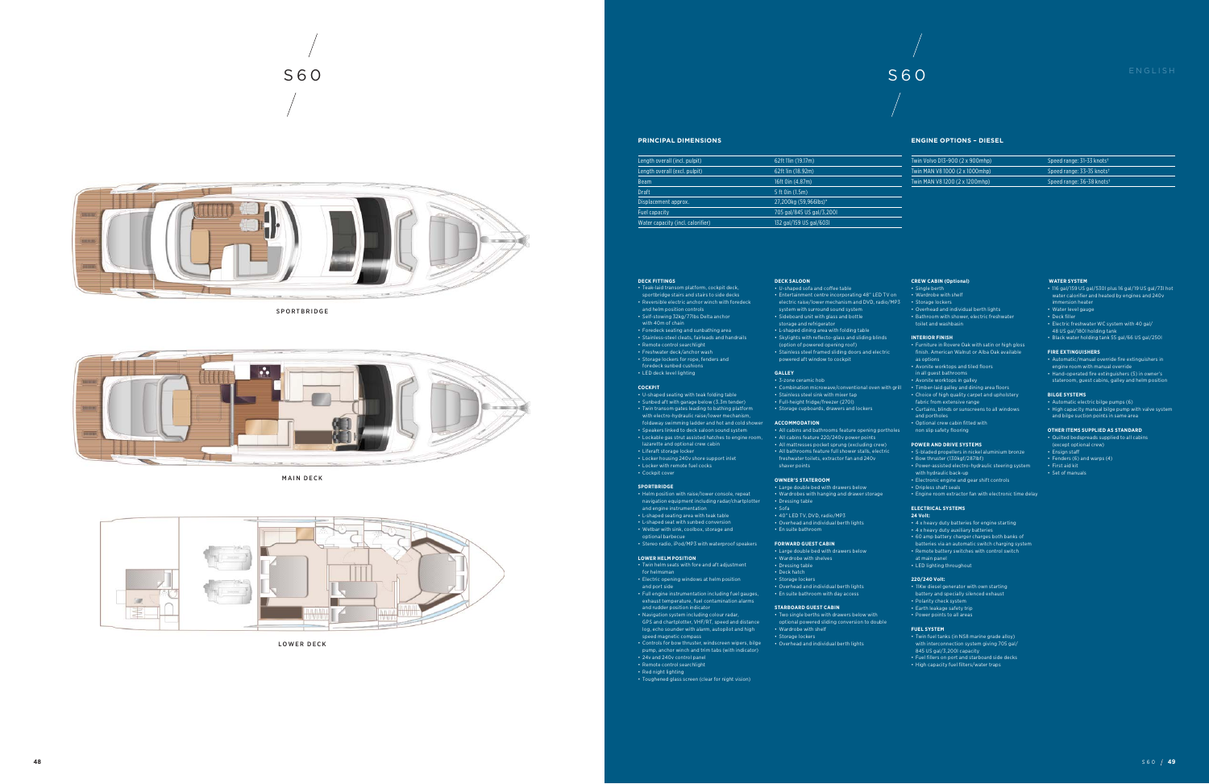# S60

SPORTBRIDGE

MAIN DECK

LOWER DECK

# S60

ENGLISH

## PRINCIPAL DIMENSIONS

| | |
|---|---|
| Length overall (incl. pulpit) | 62ft 11in (19.17m) |
| Length overall (excl. pulpit) | 62ft 1in (18.92m) |
| Beam | 16ft 0in (4.87m) |
| Draft | 5 ft 0in (1.5m) |
| Displacement approx. | 27,200kg (59,966lbs)* |
| Fuel capacity | 705 gal/845 US gal/3,200l |
| Water capacity (incl. calorifier) | 132 gal/159 US gal/603l |

## ENGINE OPTIONS – DIESEL

| | |
|---|---|
| Twin Volvo D13-900 (2 x 900mhp) | Speed range: 31-33 knots† |
| Twin MAN V8 1000 (2 x 1000mhp) | Speed range: 33-35 knots† |
| Twin MAN V8 1200 (2 x 1200mhp) | Speed range: 36-38 knots† |

### DECK FITTINGS
- Teak-laid transom platform, cockpit deck, sportbridge stairs and stairs to side decks
- Reversible electric anchor winch with foredeck and helm position controls
- Self-stowing 32kg/77lbs Delta anchor with 40m of chain
- Foredeck seating and sunbathing area
- Stainless-steel cleats, fairleads and handrails
- Remote control searchlight
- Freshwater deck/anchor wash
- Storage lockers for rope, fenders and foredeck sunbed cushions
- LED deck level lighting

### COCKPIT
- U-shaped seating with teak folding table
- Sunbed aft with garage below (3.3m tender)
- Twin transom gates leading to bathing platform with electro-hydraulic raise/lower mechanism, foldaway swimming ladder and hot and cold shower
- Speakers linked to deck saloon sound system
- Lockable gas strut assisted hatches to engine room, lazarette and optional crew cabin
- Liferaft storage locker
- Locker housing 240v shore support inlet
- Locker with remote fuel cocks
- Cockpit cover

### SPORTBRIDGE
- Helm position with raise/lower console, repeat navigation equipment including radar/chartplotter and engine instrumentation
- L-shaped seating area with teak table
- L-shaped seat with sunbed conversion
- Wetbar with sink, coolbox, storage and optional barbecue
- Stereo radio, iPod/MP3 with waterproof speakers

### LOWER HELM POSITION
- Twin helm seats with fore and aft adjustment for helmsman
- Electric opening windows at helm position and port side
- Full engine instrumentation including fuel gauges, exhaust temperature, fuel contamination alarms and rudder position indicator
- Navigation system including colour radar, GPS and chartplotter, VHF/RT, speed and distance log, echo sounder with alarm, autopilot and high speed magnetic compass
- Controls for bow thruster, windscreen wipers, bilge pump, anchor winch and trim tabs (with indicator)
- 24v and 240v control panel
- Remote control searchlight
- Red night lighting
- Toughened glass screen (clear for night vision)

### DECK SALOON
- U-shaped sofa and coffee table
- Entertainment centre incorporating 48" LED TV on electric raise/lower mechanism and DVD, radio/MP3 system with surround sound system
- Sideboard unit with glass and bottle storage and refrigerator
- L-shaped dining area with folding table
- Skylights with reflecto-glass and sliding blinds (option of powered opening roof)
- Stainless steel framed sliding doors and electric powered aft window to cockpit

### GALLEY
- 3-zone ceramic hob
- Combination microwave/conventional oven with grill
- Stainless steel sink with mixer tap
- Full-height fridge/freezer (270l)
- Storage cupboards, drawers and lockers

### ACCOMMODATION
- All cabins and bathrooms feature opening portholes
- All cabins feature 220/240v power points
- All mattresses pocket sprung (excluding crew)
- All bathrooms feature full shower stalls, electric freshwater toilets, extractor fan and 240v shaver points

### OWNER'S STATEROOM
- Large double bed with drawers below
- Wardrobes with hanging and drawer storage
- Dressing table
- Sofa
- 40" LED TV, DVD, radio/MP3
- Overhead and individual berth lights
- En suite bathroom

### FORWARD GUEST CABIN
- Large double bed with drawers below
- Wardrobe with shelves
- Dressing table
- Deck hatch
- Storage lockers
- Overhead and individual berth lights
- En suite bathroom with day access

### STARBOARD GUEST CABIN
- Two single berths with drawers below with optional powered sliding conversion to double
- Wardrobe with shelf
- Storage lockers
- Overhead and individual berth lights

### CREW CABIN (Optional)
- Single berth
- Wardrobe with shelf
- Storage lockers
- Overhead and individual berth lights
- Bathroom with shower, electric freshwater toilet and washbasin

### INTERIOR FINISH
- Furniture in Rovere Oak with satin or high gloss finish. American Walnut or Alba Oak available as options
- Avonite worktops and tiled floors in all guest bathrooms
- Avonite worktops in galley
- Timber-laid galley and dining area floors
- Choice of high quality carpet and upholstery fabric from extensive range
- Curtains, blinds or sunscreens to all windows and portholes
- Optional crew cabin fitted with non slip safety flooring

### POWER AND DRIVE SYSTEMS
- 5-bladed propellers in nickel aluminium bronze
- Bow thruster (130kgf/287lbf)
- Power-assisted electro-hydraulic steering system with hydraulic back-up
- Electronic engine and gear shift controls
- Dripless shaft seals
- Engine room extractor fan with electronic time delay

### ELECTRICAL SYSTEMS
**24 Volt:**
- 4 x heavy duty batteries for engine starting
- 4 x heavy duty auxiliary batteries
- 60 amp battery charger charges both banks of batteries via an automatic switch charging system
- Remote battery switches with control switch at main panel
- LED lighting throughout

**220/240 Volt:**
- 11Kw diesel generator with own starting battery and specially silenced exhaust
- Polarity check system
- Earth leakage safety trip
- Power points to all areas

### FUEL SYSTEM
- Twin fuel tanks (in N58 marine grade alloy) with interconnection system giving 705 gal/ 845 US gal/3,200l capacity
- Fuel fillers on port and starboard side decks
- High capacity fuel filters/water traps

### WATER SYSTEM
- 116 gal/159 US gal/530l plus 16 gal/19 US gal/73l hot water calorifier and heated by engines and 240v immersion heater
- Water level gauge
- Deck filler
- Electric freshwater WC system with 40 gal/ 48 US gal/180l holding tank
- Black water holding tank 55 gal/66 US gal/250l

### FIRE EXTINGUISHERS
- Automatic/manual override fire extinguishers in engine room with manual override
- Hand-operated fire extinguishers (5) in owner's stateroom, guest cabins, galley and helm position

### BILGE SYSTEMS
- Automatic electric bilge pumps (6)
- High capacity manual bilge pump with valve system and bilge suction points in same area

### OTHER ITEMS SUPPLIED AS STANDARD
- Quilted bedspreads supplied to all cabins (except optional crew)
- Ensign staff
- Fenders (6) and warps (4)
- First aid kit
- Set of manuals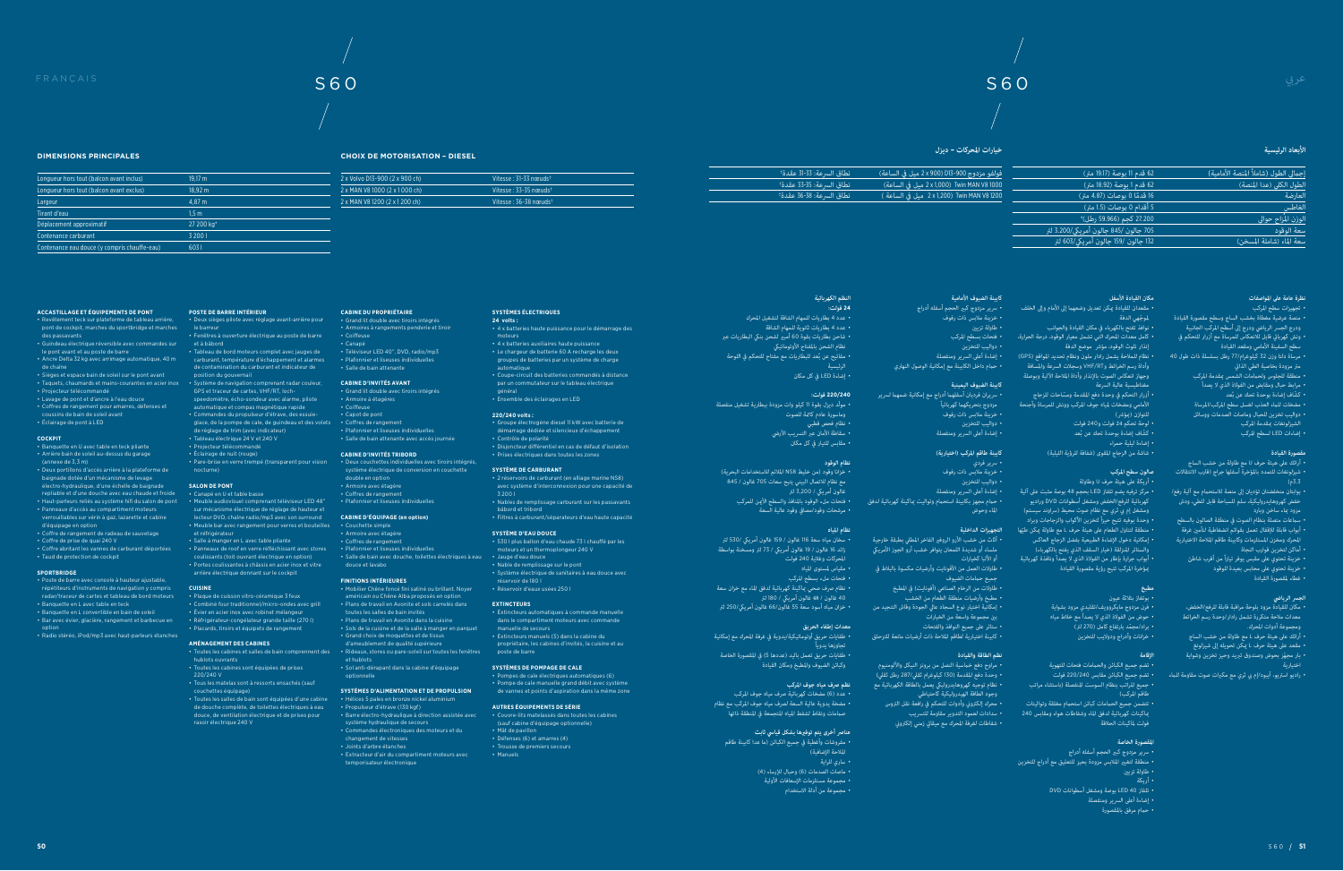FRANÇAIS

# S60

### DIMENSIONS PRINCIPALES

| | |
|---|---|
| Longueur hors tout (balcon avant inclus) | 19,17 m |
| Longueur hors tout (balcon avant exclus) | 18,92 m |
| Largeur | 4,87 m |
| Tirant d'eau | 1,5 m |
| Déplacement approximatif | 27 200 kg* |
| Contenance carburant | 3 200 l |
| Contenance eau douce (y compris chauffe-eau) | 603 l |

### CHOIX DE MOTORISATION – DIESEL

| | |
|---|---|
| 2 x Volvo D13-900 (2 x 900 ch) | Vitesse : 31-33 nœuds† |
| 2 x MAN V8 1000 (2 x 1 000 ch) | Vitesse : 33-35 nœuds† |
| 2 x MAN V8 1200 (2 x 1 200 ch) | Vitesse : 36-38 nœuds† |

### ACCASTILLAGE ET ÉQUIPEMENTS DE PONT

- Revêtement teck sur plateforme de tableau arrière, pont de cockpit, marches du sportbridge et marches des passavants
- Guindeau électrique réversible avec commandes sur le pont avant et au poste de barre
- Ancre Delta 32 kg avec arrimage automatique, 40 m de chaîne
- Sièges et espace bain de soleil sur le pont avant
- Taquets, chaumards et mains-courantes en acier inox
- Projecteur télécommandé
- Lavage de pont et d'ancre à l'eau douce
- Coffres de rangement pour amarres, défenses et coussins de bain de soleil avant
- Éclairage de pont à LED

### COCKPIT

- Banquette en U avec table en teck pliante
- Arrière bain de soleil au-dessus du garage (annexe de 3,3 m)
- Deux portillons d'accès arrière à la plateforme de baignade dotée d'un mécanisme de levage électro-hydraulique, d'une échelle de baignade repliable et d'une douche avec eau chaude et froide
- Haut-parleurs reliés au système hifi du salon de pont
- Panneaux d'accès au compartiment moteurs verrouillables sur vérin à gaz, lazarette et cabine d'équipage en option
- Coffre de rangement de radeau de sauvetage
- Coffre de prise de quai 240 V
- Coffre abritant les vannes de carburant déportées
- Taud de protection de cockpit

### SPORTBRIDGE

- Poste de barre avec console à hauteur ajustable, répétiteurs d'instruments de navigation y compris radar/traceur de cartes et tableau de bord moteurs
- Banquette en L avec table en teck
- Banquette en L convertible en bain de soleil
- Bar avec évier, glacière, rangement et barbecue en option
- Radio stéréo, iPod/mp3 avec haut-parleurs étanches

### POSTE DE BARRE INTÉRIEUR

- Deux sièges pilote avec réglage avant-arrière pour le barreur
- Fenêtres à ouverture électrique au poste de barre et à bâbord
- Tableau de bord moteurs complet avec jauges de carburant, température d'échappement et alarmes de contamination du carburant et indicateur de position du gouvernail
- Système de navigation comprenant radar couleur, GPS et traceur de cartes, VHF/RT, loch-speedomètre, écho-sondeur avec alarme, pilote automatique et compas magnétique rapide
- Commandes du propulseur d'étrave, des essuie-glace, de la pompe de cale, du guindeau et des volets de réglage de trim (avec indicateur)
- Tableau électrique 24 V et 240 V
- Projecteur télécommandé
- Éclairage de nuit (rouge)
- Pare-brise en verre trempé (transparent pour vision nocturne)

### SALON DE PONT

- Canapé en U et table basse
- Meuble audiovisuel comprenant téléviseur LED 48" sur mécanisme électrique de réglage de hauteur et lecteur DVD, chaîne radio/mp3 avec son surround
- Meuble bar avec rangement pour verres et bouteilles et réfrigérateur
- Salle à manger en L avec table pliante
- Panneaux de roof en verre réfléchissant avec stores coulissants (toit ouvrant électrique en option)
- Portes coulissantes à châssis en acier inox et vitre arrière électrique donnant sur le cockpit

### CUISINE

- Plaque de cuisson vitro-céramique 3 feux
- Combiné four traditionnel/micro-ondes avec gril
- Évier en acier inox avec robinet mélangeur
- Réfrigérateur-congélateur grande taille (270 l)
- Placards, tiroirs et équipets de rangement

### AMÉNAGEMENT DES CABINES

- Toutes les cabines et salles de bain comprennent des hublots ouvrants
- Toutes les cabines sont équipées de prises 220/240 V
- Tous les matelas sont à ressorts ensachés (sauf couchettes équipage)
- Toutes les salles de bain sont équipées d'une cabine de douche complète, de toilettes électriques à eau douce, de ventilation électrique et de prises pour rasoir électrique 240 V

### CABINE DU PROPRIÉTAIRE

- Grand lit double avec tiroirs intégrés
- Armoires à rangements penderie et tiroir
- Coiffeuse
- Canapé
- Téléviseur LED 40", DVD, radio/mp3
- Plafonnier et liseuses individuelles
- Salle de bain attenante

### CABINE D'INVITÉS AVANT

- Grand lit double avec tiroirs intégrés
- Armoire à étagères
- Coiffeuse
- Capot de pont
- Coffres de rangement
- Plafonnier et liseuses individuelles
- Salle de bain attenante avec accès journée

### CABINE D'INVITÉS TRIBORD

- Deux couchettes individuelles avec tiroirs intégrés, système électrique de conversion en couchette double en option
- Armoire avec étagère
- Coffres de rangement
- Plafonnier et liseuses individuelles

### CABINE D'ÉQUIPAGE (en option)

- Couchette simple
- Armoire avec étagère
- Coffres de rangement
- Plafonnier et liseuses individuelles
- Salle de bain avec douche, toilettes électriques à eau douce et lavabo

### FINITIONS INTÉRIEURES

- Mobilier Chêne foncé fini satiné ou brillant. Noyer américain ou Chêne Alba proposés en option
- Plans de travail en Avonite et sols carrelés dans toutes les salles de bain invités
- Plans de travail en Avonite dans la cuisine
- Sols de la cuisine et de la salle à manger en parquet
- Grand choix de moquettes et de tissus d'ameublement de qualité supérieure
- Rideaux, stores ou pare-soleil sur toutes les fenêtres et hublots
- Sol anti-dérapant dans la cabine d'équipage optionnelle

### SYSTÈMES D'ALIMENTATION ET DE PROPULSION

- Hélices 5 pales en bronze nickel aluminium
- Propulseur d'étrave (130 kgf)
- Barre électro-hydraulique à direction assistée avec système hydraulique de secours
- Commandes électroniques des moteurs et du changement de vitesses
- Joints d'arbre étanches
- Extracteur d'air du compartiment moteurs avec temporisateur électronique

### SYSTÈMES ÉLECTRIQUES

**24 volts :**

- 4 x batteries haute puissance pour le démarrage des moteurs
- 4 x batteries auxiliaires haute puissance
- Le chargeur de batterie 60 A recharge les deux groupes de batteries par un système de charge automatique
- Coupe-circuit des batteries commandés à distance par un commutateur sur le tableau électrique général
- Ensemble des éclairages en LED

**220/240 volts :**

- Groupe électrogène diesel 11 kW avec batterie de démarrage dédiée et silencieux d'échappement
- Contrôle de polarité
- Disjoncteur différentiel en cas de défaut d'isolation
- Prises électriques dans toutes les zones

### SYSTÈME DE CARBURANT

- 2 réservoirs de carburant (en alliage marine N58) avec système d'interconnexion pour une capacité de 3 200 l
- Nables de remplissage carburant sur les passavants bâbord et tribord
- Filtres à carburant/séparateurs d'eau haute capacité

### SYSTÈME D'EAU DOUCE

- 530 l plus ballon d'eau chaude 73 l chauffé par les moteurs et un thermoplongeur 240 V
- Jauge d'eau douce
- Nable de remplissage sur le pont
- Système électrique de sanitaires à eau douce avec réservoir de 180 l
- Réservoir d'eaux usées 250 l

### EXTINCTEURS

- Extincteurs automatiques à commande manuelle dans le compartiment moteurs avec commande manuelle de secours
- Extincteurs manuels (5) dans la cabine du propriétaire, les cabines d'invités, la cuisine et au poste de barre

### SYSTÈMES DE POMPAGE DE CALE

- Pompes de cale électriques automatiques (6)
- Pompe de cale manuelle grand débit avec système de vannes et points d'aspiration dans la même zone

### AUTRES ÉQUIPEMENTS DE SÉRIE

- Couvre-lits matelassés dans toutes les cabines (sauf cabine d'équipage optionnelle)
- Mât de pavillon
- Défenses (6) et amarres (4)
- Trousse de premiers secours
- Manuels

عربي

# S60

### الأبعاد الرئيسية

| | |
|---|---|
| إجمالي الطول (شاملة المنصة الأمامية) | 62 قدم 11 بوصة (19.17 متر) |
| الطول الكلي (عدا المنصة) | 62 قدم 1 بوصة (18.92 متر) |
| العارضة | 16 قدم 0 بوصات (4.87 متر) |
| الغاطس | 5 أقدام 0 بوصات (1.5 متر) |
| الوزن المزاح حوالي | 27,200 كجم (59,966 رطل)* |
| سعة الوقود | 705 جالون /845 جالون أمريكي/3,200 لتر |
| سعة الماء (شاملة المسخن) | 132 جالون /159 جالون أمريكي/603 لتر |

### خيارات المحركات – ديزل

| | |
|---|---|
| فولفو مزدوج D13-900 (2 x 900 ميل في الساعة) | نطاق السرعة: 31-33 عقدة† |
| Twin MAN V8 1000 (2 x 1,000 ميل في الساعة) | نطاق السرعة: 33-35 عقدة† |
| Twin MAN V8 1200 (2 x 1,200 ميل في الساعة) | نطاق السرعة: 36-38 عقدة† |

### نظرة عامة على المواصفات

- تجهيزات سطح المركب
- منصة عرضية مغطاة بخشب الساج وسطح مقصورة القيادة ودرج الجسر الرياضي ودرج إلى السطح الجانبية
- ونش كهربائي قابل للانعكاس للمرساة مع أزرار للتحكم في سطح السفينة الأمامي ومقعد القيادة
- مرساة دلتا وزن 32 كيلوغرام/77 رطل بسلسلة ذات طول 40 متر مزودة بخاصية الطي الذاتي
- منطقة للجلوس ولحمامات الشمس بمقدمة المركب
- مرابط حبال ومقابض من الفولاذ الذي لا يصدأ
- كشاف إضاءة بوحدة تحكم عن بُعد
- مغسلات للماء العذب لغسل سطح المركب/المرساة
- خزائن تخزين للحبال وصامات الصدمات ووسائد الشيزلونجات بمقدمة المركب
- إضاءات LED لسطح المركب

### مقصورة القيادة

- أرائك على هيئة حرف U مع طاولة من خشب الساج
- شيزلونجات للتمدد بالمؤخرة أسفلها جراج (قارب الاحتفالات 3.3م)
- بوابتان منخفضتان تؤديان إلى منصة للاستحمام مع آلية رفع/خفض كهروهيدروليكية، سلم للسباحة قابل للطي، ودش مزود بماء ساخن وبارد
- سماعات متصلة بنظام الصوت في منطقة الصالون بالسطح
- أبواب قابلة للإقفال تعمل بقوائم انضغاطية لتأمين غرفة المحرك ومخزن المستلزمات وكابينة طاقم الملاحة الاختيارية
- أماكن لتخزين قوارب النجاة
- خزينة تحتوي على مقبس بتيار 240 من أقرب شاطئ
- خزينة تحتوي على مجابس بعيدة للوقود
- غطاء لمقصورة القيادة

### الجسر الرياضي

- مكان للقيادة مزود بلوحة مراقبة قابلة للرفع/الخفض، معدات ملاحة متكررة تشمل رادار/جهاز رسم الخرائط ومجموعة أدوات المحرك
- أرائك على هيئة حرف L مع طاولة من خشب الساج
- مقعد على هيئة حرف L يمكن تحويله إلى شيزلونج
- بار مجهز بحوض وصندوق تبريد وحيز تخزين وشواية اختيارية
- راديو استريو، آيبود/إم بي ثري مع مكبرات صوت مقاومة للماء

### مكان القيادة الأسفل

- مقعدان للقيادة يمكن تعديل وضعيهما إلى الأمام وإلى الخلف لموجهي الدفة
- نوافذ تفتح بالكهرباء في مكان القيادة والجوانب
- كامل معدات المحرك التي تشمل معيار الوقود، درجة الحرارة، إنذار تلوث الوقود، مؤشر موضع الدفة
- نظام الملاحة يشمل رادار ملون ونظام تحديد المواقع (GPS) وأداة رسم الخرائط و VHF/RT وسجلات السرعة والمسافة وجهاز انعكاس الصوت بالإنذار وأداة الملاحة الآلية وبوصلة مغناطيسية عالية السرعة
- أزرار التحكم في وحدة دفع المقدمة ومساحات الزجاج الأمامي ومضخات مياه جوف المركب وونش المرساة وأجنحة التوازن (بمؤشر)
- لوحة تحكم 24 فولت و240 فولت
- كشاف إضاءة بوحدة تحكم عن بُعد
- إضاءة ليلية حمراء
- شاشة من الزجاج المقوى (شفافة للرؤية الليلية)

### صالون سطح المركب

- أريكة على هيئة حرف U وطاولة
- مركز ترفيه يضم تلفاز LED بحجم 48 بوصة مثبت على آلية كهربائية للرفع/الخفض ومشغل أسطوانات DVD وراديو ومشغل إم بي ثري مع نظام صوت محيط (سراوند سيستم)
- وحدة بوفيه تتيح حيزاً لتخزين الأكواب والزجاجات وبراد
- منطقة لتناول الطعام على هيئة حرف L مع طاولة يمكن طيها
- إمكانية دخول الإضاءة الطبيعية بفضل الزجاج العاكس والستائر المنزلقة (خيار السقف الذي يفتح بالكهرباء)
- أبواب جرارة بإطار من الفولاذ الذي لا يصدأ ونافذة كهربائية بمؤخرة المركب تتيح رؤية مقصورة القيادة

### مطبخ

- موقد بثلاث عيون
- فرن مزدوج مايكروويف/تقليدي مزود بشواية
- حوض من الفولاذ الذي لا يصدأ مع حنفية مياه
- براد/مجمد بارتفاع كامل (270 لتر)
- خزانات وأدراج ودواليب للتخزين

### الإقامة

- تضم جميع الكبائن والحمامات فتحات للتهوية
- تضم جميع الكبائن مقابس 220/240 فولت
- جميع المراتب بنظام السوست المتقلة (باستثناء مراتب طاقم المركب)
- تتضمن جميع الحمامات كبائن استحمام مغلقة وتواليتات بكهربائية تدفق الماء وشفاطات هواء ومقابس 240 فولت لماكينات الحلاقة

### المقصورة الخاصة

- سرير مزدوج كبير الحجم أسفله أدراج
- منطقة لتعليق الملابس مزودة بحيز للتعليق مع أدراج للتخزين
- طاولة تزين
- أريكة
- تلفاز LED 40 بوصة ومشغل أسطوانات DVD
- إضاءة أعلى السرير ومستقلة
- حمام مرفق بالمقصورة

### كابينة الضيوف الأمامية

- سرير مزدوج كبير الحجم أسفله أدراج
- خزينة ملابس ذات رفوف
- طاولة تزين
- فتحات بسطح المركب
- دواليب التخزين
- إضاءة أعلى السرير ومستقلة
- حمام داخل الكابينة مع إمكانية الوصول النهاري

### كابينة الضيوف اليمينية

- سريران فرديان أسفلهما أدراج مع إمكانية ضمهما لسرير مزدوج بتحريكهما كهربائياً
- خزينة ملابس ذات رفوف
- دواليب التخزين
- إضاءة أعلى السرير ومستقلة

### كابينة طاقم المركب (اختيارية)

- سرير فردي
- خزينة ملابس ذات رفوف
- دواليب التخزين
- إضاءة أعلى السرير ومستقلة
- حمام مجهز بكابينة استحمام وتواليت بكهربائية تدفق الماء وحوض

### التجهيزات الداخلية

- أثاث من خشب الأرو الرفاع الداكن المطلي بطبقة خارجية ملساء أو شديدة اللمعان يتوافر خشب الجوز الأمريكي أو ألبا كخيارات
- طاولات من الأفونايت وأرضيات مكسوة بالبلاط في جميع حمامات الضيوف
- طاولات من الرخام الصناعي (أفونايت) في المطبخ
- مطبخ وأرضيات منطقة الطعام من الخشب
- إمكانية اختيار نوع السجاد عالي الجودة وقماش التنجيد من بين مجموعة واسعة من الخيارات
- ستائر على جميع النوافذ والفتحات
- كابينة اختيارية لطاقم الملاحة ذات أرضيات مانعة للتزحلق

### نظم الطاقة والقيادة

- مراوح دفع خماسية النصل من برونز النيكل والألومنيوم
- وحدة دفع المقدمة (130 كيلوغرام ثقل/287 رطل ثقل)
- نظام توجيه كهروهيدروليكي بمعاونة الطاقة الكهربائية مع وجود الطاقة الهيدروليكية كاحتياطي
- محرك إلكتروني وأدوات للتحكم في رافعة نقل التروس
- سدادات لعمود التدوير مقاومة للتسرب
- شفاطات لغرفة المحرك مع ميقاتي زمني إلكتروني

### النظم الكهربائية

**24 فولت:**

- عدد 4 بطاريات للجهاز الشاقة لتشغيل المحرك
- عدد 4 بطاريات ثانوية للمهام الشاقة
- شاحن بطاريات بقوة 60 أمبير لشحن بنكي البطاريات عبر نظام الشحن بالشحن الأوتوماتيكي
- مفاتيح عن بُعد للبطاريات مع مفتاح للتحكم في اللوحة الرئيسية
- إضاءة LED في كل مكان

**220/240 فولت:**

- مولد ديزل بقوة 11 كيلو وات مزودة ببطارية تشغيل منفصلة وماسورة عادم كاتمة للصوت
- نظام فحص قطبي
- سكاكة الأمان عن التسريب الأرضي
- مقابس للتيار في كل مكان

### نظام الوقود

- خزانان وقود (من خليط N58 الملائم للاستخدامات البحرية) مع نظام للاتصال البيني يتيح سعة 705 جالون / 845 جالون أمريكي / 3,200 لتر
- فتحات ملء الوقود بالشاهد والسطح الأيمن للمركب
- مرشحات وقود/ماء عالية السعة

### نظام الماء

- سعة خزان مياه 116 جالون / 139 جالون أمريكي / 530 لتر زائد 16 جالون / 19 جالون أمريكي / 73 لتر وسخانة بواسطة المحركات وغلاية 240 فولت
- مقياس لمستوى الماء
- فتحة ملء بسطح المركب
- نظام صرف صحي بكهربائية تدفق الماء مع خزان سعة 40 جالون / 48 جالون أمريكي / 180 لتر
- خزان مياه أسود سعة 55 جالون/66 جالون أمريكي/250 لتر

### معدات إطفاء الحريق

- طفايات حريق أوتوماتيكية/يدوية في غرفة المحرك مع إمكانية تجاوزها يدوياً
- طفايات حريق تعمل باليد (عددها 5) في المقصورة الخاصة وكبائن الضيوف والمطبخ ومكان القيادة

### نظم صرف مياه جوف المركب

- عدد (6) مضخات كهربائية صرف مياه جوف المركب
- مضخة يدوية عالية السعة لصرف مياه جوف المركب مع نظام صمامات ونقاط لشفط المياه المجمعة في المنطقة ذاتها

### عناصر أخرى يتم توفيرها بشكل قياسي ثابت

- مفروشات وأغطية في جميع الكبائن (ما عدا كابينة طاقم الملاحة الإضافية)
- سارية الراية
- مانعات الصدمات (6) وحبال الإرساء (4)
- مجموعة مستلزمات الإسعافات الأولية
- مجموعة من أدلة الاستخدام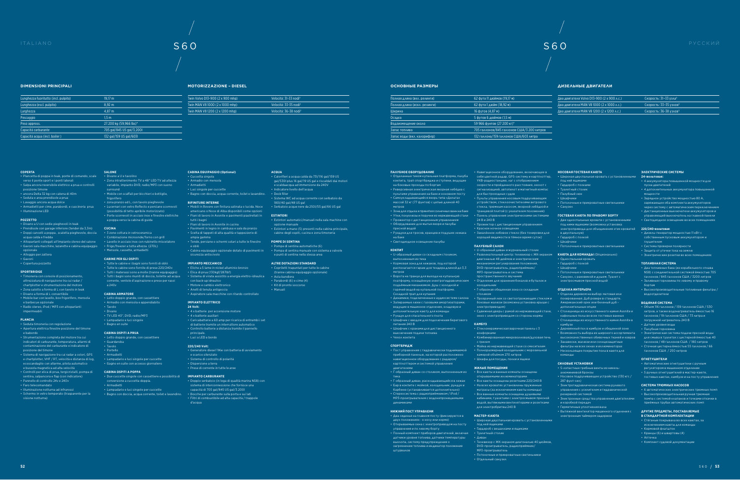# S60

## DIMENSIONI PRINCIPALI

| | |
|---|---|
| Lunghezza fuoritutto (incl. pulpito) | 19,17 m |
| Lunghezza (escl. pulpito) | 8,92 m |
| Larghezza | 4,87 m |
| Pescaggio | 1,5 m |
| Peso appross. | 27.200 kg (59,966 lbs)* |
| Capacità carburante | 705 gal/845 US gal/3.200l |
| Capacità acqua (incl. boiler) | 132 gal/159 US gal/603l |

## MOTORIZZAZIONE – DIESEL

| | |
|---|---|
| Twin Volvo D13-900 (2 x 900 mhp) | Velocità: 31-33 nodi[†] |
| Twin MAN V8 1000 (2 x 1000 mhp) | Velocità: 33-35 nodi[†] |
| Twin MAN V8 1200 (2 x 1200 mhp) | Velocità: 36-38 nodi[†] |

### COPERTA
- Plancetta di poppa in teak, ponte di comando, scale verso il ponte sport e i ponti laterali
- Salpa ancora reversibile elettrico a prua e controlli posizione timone
- ancora Delta 32 kg con catena di 40m
- Seduta e area prendisole a prua
- Lavaggio ancora acqua dolce
- Armadietti per cime, parabordi, e cuscineria prua
- Illuminazione LED

### POZZETTO
- Divano a U con sedie pieghevoli in teak
- Prendisole con garage inferiore (tender da 3,3m)
- Doppi cancelli a poppa, scaletta pieghevole, doccia acqua calda e fredda
- Altoparlanti collegati all'impianto stereo del salone
- Gavoni sala macchine, lazarette e cabina equipaggio opzionale
- Alloggio per zattera
- Gavoni
- Copertura pozzetto

### SPORTBRIDGE
- Timoneria con console di posizionamento, attrezzatura di navigazione tra cui radar / chartplotter e strumentazione del motore
- Divano a forma di L convertibile
- Divano a forma di L con tavolo in teak
- Mobile bar con lavello, box frigorifero, mensola e barbecue opzionale
- Radio stereo, iPod / MP3 con altoparlanti impermeabili

### PLANCIA
- Seduta timoneria con regolazione
- Apertura elettrica finestre posizione del timone e babordo
- Strumentazione completa del motore tra cui indicatori di carburante, temperatura, allarmi di contaminazione del carburante e indicatore di posizione del timone
- Sistema di navigazione tra cui radar a colori, GPS e chartplotter, VHF / RT, velocità e distanza di log, ecoscandaglio con allarme, pilota automatico e bussola magnetica ad alta velocità
- Controlli per elica di prua, tergicristalli, pompa di sentina, salpancora e flap (con indicatore)
- Pannello di controllo 24v e 240v
- Faro telecomandato
- Illuminazione notturna ad infrarossi
- Schermo in vetro temperato (trasparente per la visione notturna)

### SALONE
- Divano a U e tavolino
- Zona intrattenimento TV a 48" LED TV ad altezza variabile, impianto DVD, radio/MP3 con suono surround
- Mobile con scaffali per bicchieri e bottiglie, frigorifero
- zona pranzo ad L, con tavolo pieghevole
- Lucernari con vetro Reflecto e persiane scorrevoli (possibilità di tetto apribile motorizzato)
- Porte scorrevoli in acciaio inox e finestre elettriche a poppa verso la cabina di guida

### CUCINA
- 3 zone cottura in vetroceramica
- Combinazione microonde/forno con grill
- Lavello in acciaio inox con rubinetto miscelatore
- Frigo/freezer a tutta altezza (270L)
- Mensole, cassette, armadietti

### CABINE PER GLI OSPITI
- Tutte le cabine e i bagni sono forniti di oblò
- Tutte le cabine sono fornite di prese 220/240v
- Tutti i materassi sono a molle (tranne equipaggio)
- Tutti i bagni sono muniti di doccia, toilette ad acqua corrente, ventole d'aspirazione e prese per rasoi a 240v

### CABINA ARMATORE
- Letto doppio grande, con cassettiere
- Armadio con mensola e appendiabito
- Tavolo
- Divano
- TV LED 40", DVD, radio/MP3
- Lampadario e luci singole
- Bagno en suite

### CABINA OSPITI A PRUA
- Letto doppio grande, con cassettiere
- Guardaroba
- Tavolo
- Portello
- Armadietti
- Lampadario e luci singole per cuccette
- Bagno en suite con accesso giornaliero

### CABINA OSPITI A POPPA
- Due cuccette singole con cassettiere e possibilità di conversione a cuccetta doppia.
- Armadietti
- Lampadario e luci singole per cuccette
- Bagno con doccia, acqua corrente, toilet e lavandino.

### CABINA EQUIPAGGIO (Optional)
- Cuccetta singola
- Armadio con mensola
- Armadietti
- Luci singole per cuccette
- Bagno con doccia, acqua corrente, toilet e lavandino.

### RIFINITURE INTERNE
- Mobili in Rovere con finitura satinata o lucida. Noce americano o Noce di Alba disponibili come opzioni
- Piani di lavoro in Avonite e pavimenti piastrellati in tutti i bagni
- Piani di lavoro in Avonite in cucina
- Pavimenti in legno in cambusa e sala da pranzo
- Scelta di tappeti di alta qualità e tappezzerie di ampia gamma
- Tende, persiane o schermi solari a tutte le finestre e oblò
- Cabina equipaggio opzionale dotato di pavimenti in sicurezza antiscivolo

### IMPIANTO MECCANICO
- Eliche a 5 lame in nickel alluminio bronzo
- Elica di prua (130kgf/287lbf)
- Sistema di vireta assistito a energia elettro-idraulica con back-up idraulico
- Motore e cambio elettronico
- Anelli di tenuta antigoccia
- Aspiratore sala macchine con ritardo controllato

### IMPIANTO ELETTRICO
**24 Volt:**
- 4 x batterie per accensione motore
- 4 x batterie ausiliari
- Caricabatterie a 60 amp per ricarica di entrambi i set di batterie tramite un interruttore automatico
- Controllo batterie a distanza tramite il pannello principale.
- Luci a LED a bordo

**220/240 Volt:**
- Generatore diesel 11Kw con batteria di avviamento e scarico silenziato
- Sistema di controllo di polarità
- Dispersione a terra
- Prese di corrente in tutte le aree

### IMPIANTO CARBURANTE
- Doppio serbatoio (in lega di qualità marina NS8) con sistema di interconnessione che fornisce una capacità di 705 gal/845 US gal/3.200l
- Bocche per carburante sulla porta e sui lati
- Filtri di combustibile ad alta capacità / trappole d'acqua

### ACQUA
- Calorifero a acqua calda da 73l/116 gal/159 US gal/530l plus 16 gal/19 US gal e riscaldati dai motori e scaldaacqua ad immersione da 240V
- Indicatore livello dell'acqua
- Deck filler
- Sistema WC ad acqua corrente con serbatoio da 180l/40 gal/48 US gal
- Serbatoio acque nere da 250l/55 gal/66 US gal

### ESTINTORI
- Estintori automatici/manuali nella sala macchine con opzione manuale
- Estintori a mano (5) presenti nella cabina principale, cabine degli ospiti, cucina e zona timoneria

### POMPE DI SENTINA
- Pompe di sentina automatiche (6)
- Pompa di sentina manuale con sistema a valvole e punti di sentina nella stessa area

### ALTRE DOTAZIONI STANDARD
- Copriletti (trapuntati) per tutte le cabine (tranne cabina equipaggio opzionale)
- Asta bandiera
- Parabordi (6) e cime (4)
- Kit di pronto soccorso
- Manuali

## ОСНОВНЫЕ РАЗМЕРЫ

| | |
|---|---|
| Полная длина (вкл. релинги) | 62 фута 11 дюймов (19,17 м) |
| Полная длина (искл. релинги) | 62 фута 1 дюйм (18,92 м) |
| Ширина | 16 футов (4,87 м) |
| Осадка | 5 футов 6 дюймов (1,5 м) |
| Водоизмещение около | 59 966 фунтов (27 200 кг)* |
| Запас топлива | 705 галлонов/845 галлонов США/3 200 литров |
| Запас воды (вкл. калорифер) | 132 галлона/159 галлонов США/603 литра |

## ДИЗЕЛЬНЫЕ ДВИГАТЕЛИ

| | |
|---|---|
| Два двигателя Volvo D13-900 (2 x 900 л.с.) | Скорость: 31–33 узла[†] |
| Два двигателя MAN V8 1000 (2 x 1000 л.с.) | Скорость: 33–35 узлов[†] |
| Два двигателя MAN V8 1200 (2 x 1200 л.с.) | Скорость: 36–38 узлов[†] |

### ПАЛУБНОЕ ОБОРУДОВАНИЕ
- Отделанные тиком купальная платформа, палуба кокпита, трап спортбриджа и ступени, ведущие на боковые проходы по бортам
- Реверсивная электрическая якорная лебёдка с пультами управления на баке и основном посту
- Самоукладывающийся якорь типа «Дельта» массой 32 кг (77 фунтов) с цепью длиной 40 метров
- Зона для отдыха и принятия солнечных ванн на баке
- Утки, полуклюзы и поручни из нержавеющей стали
- Прожектор с дистанционным управлением
- Оборудование для мытья якоря и палубы пресной водой
- Рундуки для тросов, кранцев и подушек лежака на баке
- Светодиодное освещение палубы

### КОКПИТ
- U-образный диван со складным столиком, выполненным из тика
- Кормовая зона для лежаков, под которой располагается гараж для тендера длиной до 3,3 метров
- Ворота на транце для выхода на купальную платформу, оснащённую электрогидравлическим подъёмным механизмом. Душ с холодной и горячей водой на купальной платформе. Складной трап для купания
- Динамики, подключенные к аудиосистеме салона
- Запираемые люки с газовыми амортизаторами, ведущие в машинное отделение, кладовую и дополнительную каюту для команды
- Рундук для спасательного плота
- Шкафчик с вводом для подключения берегового питания 240 В
- Шкафчик с кранами для дистанционного выключения подачи топлива
- Чехол кокпита

### СПОРТБРИДЖ
- Пост управления с гидравлически поднимаемой приборной панелью, на которой расположено навигационное оборудование с радаром/картплоттером и системой управления двигателями
- Г-образный диван со столиком, выполненным из тика
- Г-образный диван, раскладывающийся в лежак
- Бар в кокпите с мойкой, холодильник, рундук и барбекю (устанавливается дополнительно)
- Стереосистема с радиоприёмником / iPod / MP3-проигрывателем с водонепроницаемыми динамиками

### НИЖНИЙ ПОСТ УПРАВЛЕНИ
- Два сиденья на главном посту (фиксируются в двух положениях - к носу или корме)
- Открываемые окна с электроприводом на посту управления и по левому борту
- Полный комплект приборов двигателей, включая датчики уровня топлива, датчики температуры выхлопа, систему предупреждения о загрязнении топлива и индикатор положения штурвалов
- Навигационное оборудование, включающее в себя цветной радар, GPS-систему и картплоттер, УКВ-радиостанцию, лаг с отображением скорости и пройденного расстояния, эхолот с сигнализацией, автопилот и магнитный компас для быстроходных судов
- Пульты управления носовым подруливающим устройством, стеклоочистителями ветрового стекла, трюмным насосом, якорной лебёдкой и транцевой плитой (с указателем положения)
- Панель управления электрическими системами 24 В и 240 В
- Прожектор с дистанционным управлением
- Красное ночное освещение
- Закалённое лобовое стекло (без тонировки для хорошей видимости в тёмное время суток)

### ПАЛУБНЫЙ САЛОН
- U-образный диван и журнальный столик
- Развлекательный центр: телевизор с ЖК-экраном диагональю 48 дюймов и электрическим механизмом регулирования положения, DVD-проигрыватель, радиоприёмник/ MP3-проигрыватель и система пространственного звучания
- Отделения для хранения бокалов и бутылок и холодильник
- Г-образная обеденная зона со складным столиком
- Прозрачный люк со светоотражающим стеклом и боковые жалюзи (возможна установка крыши с электроприводом)
- Сдвижная дверь с рамой из нержавеющей стали, окно с электроприводом со стороны кормы

### КАМБУЗ
- Стеклокерамическая варочная панель с 3 конфорками
- Комбинированная микроволновая/духовая печь с грилем
- Мойка из нержавеющей стали со смесителем
- Полноразмерный холодильник с морозильной камерой объёмом 270 литров
- Шкафы для посуды, полки и ящики

### ЖИЛЫЕ ПОМЕЩЕНИЯ
- Все каюты и ванные комнаты оснащены открываемыми иллюминаторами
- Все каюты оснащены розетками 220/240 В
- На всех кроватях установлены пружинные матрасы (за исключением каюты команды)
- Все ванные комнаты оснащены душевыми кабинами, туалетами с электросмывом пресной водой, вытяжными вентиляторами и розетками для электробритвы 240 В

### МАСТЕР-КАЮТА
- Широкая двуспальная кровать с установленными под ней ящиками
- Гардероб с вешалками и ящиками
- Туалетный столик
- Диван
- Телевизор с ЖК-экраном диагональю 40 дюймов, DVD-проигрыватель, радиоприёмник/ MP3-проигрыватель
- Потолочные и прикроватные светильники
- Отдельный санузел

### НОСОВАЯ ГОСТЕВАЯ КАЮТА
- Широкая двуспальная кровать с установленными под ней ящиками
- Гардероб с полками
- Туалетный столик
- Палубный люк
- Шкафчики
- Потолочные и прикроватные светильники
- Санузел

### ГОСТЕВАЯ КАЮТА ПО ПРАВОМУ БОРТУ
- Две односпальные кровати с установленными под ними ящиками (возможна установка электропривода для объединения этих кроватей в двуспальную)
- Гардероб с полкой
- Шкафчики
- Потолочные и прикроватные светильники

### КАЮТА ДЛЯ КОМАНДЫ (Опционально)
- Односпальная кровать
- Гардероб с полкой
- Шкафчики
- Потолочные и прикроватные светильники
- Санузел, с раковиной и душем. Туалет с электросмывом пресной водой

### ОТДЕЛКА ИНТЕРЬЕРА
- Отделка деревом на выбор: матовая или полированная. Дуб ровере в стандарте, Американский орех или беленый дуб – дополнительные опции
- Столешницы из искусственного камня Avonite и кафельные полы во всех гостевых ванных
- Столешницы из искусственного камня Avonite в камбузе
- Деревянный пол в камбузе и обеденной зоне
- Возможность выбора из широкого ассортимента высококачественных обивочных тканей и ковров
- Занавески, жалюзи или солнцезащитные фильтры на всех окнах и иллюминаторах
- Нескользящее покрытие пола в каюте для команды

### СИЛОВЫЕ УСТАНОВКИ
- 5-лопастные гребные винты из никель-алюминиевой бронзы
- Носовое подруливающее устройство (130 кгс / 287 фунт-сил)
- Электрогидравлическая система рулевого управления с усилителем и гидравлической резервной системой
- Электронные средства управления двигателями и коробкой передач
- Герметичные уплотнения вала
- Вытяжной вентилятор машинного отделения с электронным таймером задержки

### ЭЛЕКТРИЧЕСКИЕ СИСТЕМЫ
**24-вольтовая:**
- 4 аккумулятора повышенной мощности для пуска двигателей
- 4 дополнительных аккумулятора повышенной мощности
- Зарядное устройство мощностью 80 А, заряжающее оба комплекта аккумуляторов через систему с автоматическим переключением
- Дистанционные выключатели аккумуляторов и управляющий выключатель на главной панели
- Светодиодное освещение во всех помещениях

**220/240-вольтовая**
- Дизель-генератор мощностью 11 кВт с собственным пусковым аккумулятором и глушителем
- Система проверки полярности
- Защита от утечки тока на землю
- Электрические розетки во всех помещениях

### ТОПЛИВНАЯ СИСТЕМА
- Два топливных бака (из корабельного сплава NS8) с соединительной системой ёмкостью 705 галлонов / 845 галлонов США / 3200 литров
- Заливные горловины по левому и правому бортам
- Высокопроизводительные топливные фильтры / водоотделители

### ВОДЯНАЯ СИСТЕМА
- Объем 116 галлонов / 159 галлонов США / 530 литров, а также водонагреватель ёмкостью 16 галлонов / 19 галлонов США / 73 литра и погружной нагреватель 240 В
- Датчик уровня воды
- Палубная горловина
- Электрическая система подачи пресной воды для смыва в туалетах с цистерной ёмкостью 40 галлонов / 48 галлонов США / 180 литров
- Сточная цистерна ёмкостью 55 галлонов / 66 галлонов США / 250 литров

### ОГНЕТУШИТЕЛИ
- Автоматические огнетушители с ручным регулятором в машинном отделении
- 5 ручных огнетушителей в мастер-каюте, гостевых каютах, камбузе и на посту управления

### СИСТЕМА ТРЮМНЫХ НАСОСОВ
- 6 автоматических электрических трюмных помп
- Высокопроизводительная ручная трюмная помпа с системой клапанов и точками откачки в приёмных трубах автоматических помп

### ДРУГИЕ ПРЕДМЕТЫ, ПОСТАВЛЯЕМЫЕ В СТАНДАРТНОЙ КОМПЛЕКТАЦИИ
- Стёганые покрывала во всех каютах, за исключением каюты для команды
- Кормовой флагшток
- Кранцы (6) и швартовы (4)
- Аптечка
- Комплект судовой документации